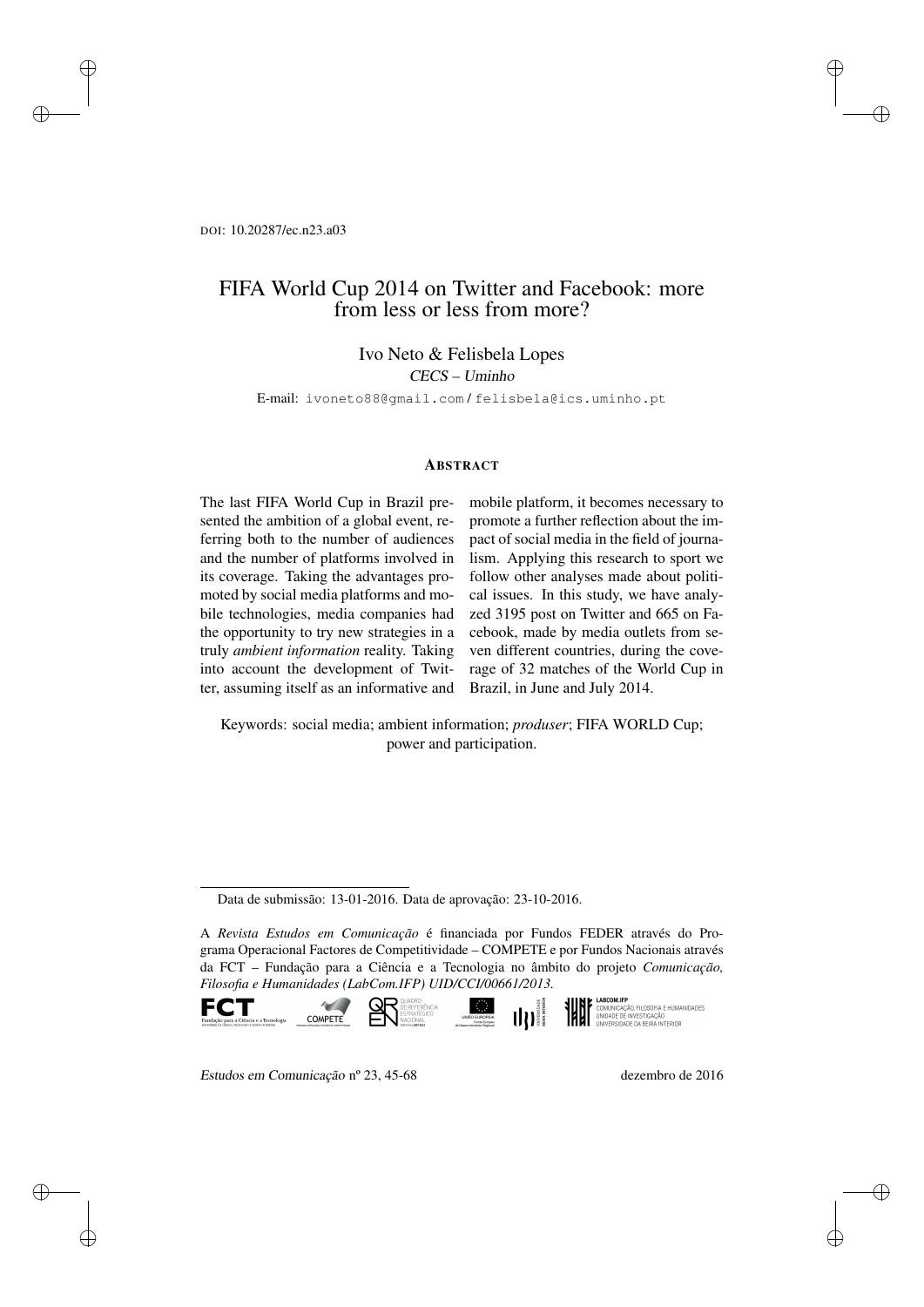DOI: 10.20287/ec.n23.a03

# FIFA World Cup 2014 on Twitter and Facebook: more from less or less from more?

Ivo Neto & Felisbela Lopes

*CECS – Uminho*

E-mail: ivoneto88@gmail.com / felisbela@ics.uminho.pt

## ABSTRACT

The last FIFA World Cup in Brazil presented the ambition of a global event, referring both to the number of audiences and the number of platforms involved in its coverage. Taking the advantages promoted by social media platforms and mobile technologies, media companies had the opportunity to try new strategies in a truly *ambient information* reality. Taking into account the development of Twitter, assuming itself as an informative and mobile platform, it becomes necessary to promote a further reflection about the impact of social media in the field of journalism. Applying this research to sport we follow other analyses made about political issues. In this study, we have analyzed 3195 post on Twitter and 665 on Facebook, made by media outlets from seven different countries, during the coverage of 32 matches of the World Cup in Brazil, in June and July 2014.

Keywords: social media; ambient information; *produser*; FIFA WORLD Cup; power and participation.

---

Data de submissão: 13-01-2016. Data de aprovação: 23-10-2016.

A *Revista Estudos em Comunicação* é financiada por Fundos FEDER através do Programa Operacional Factores de Competitividade – COMPETE e por Fundos Nacionais através da FCT – Fundação para a Ciência e a Tecnologia no âmbito do projeto *Comunicação, Filosofia e Humanidades (LabCom.IFP) UID/CCI/00661/2013.*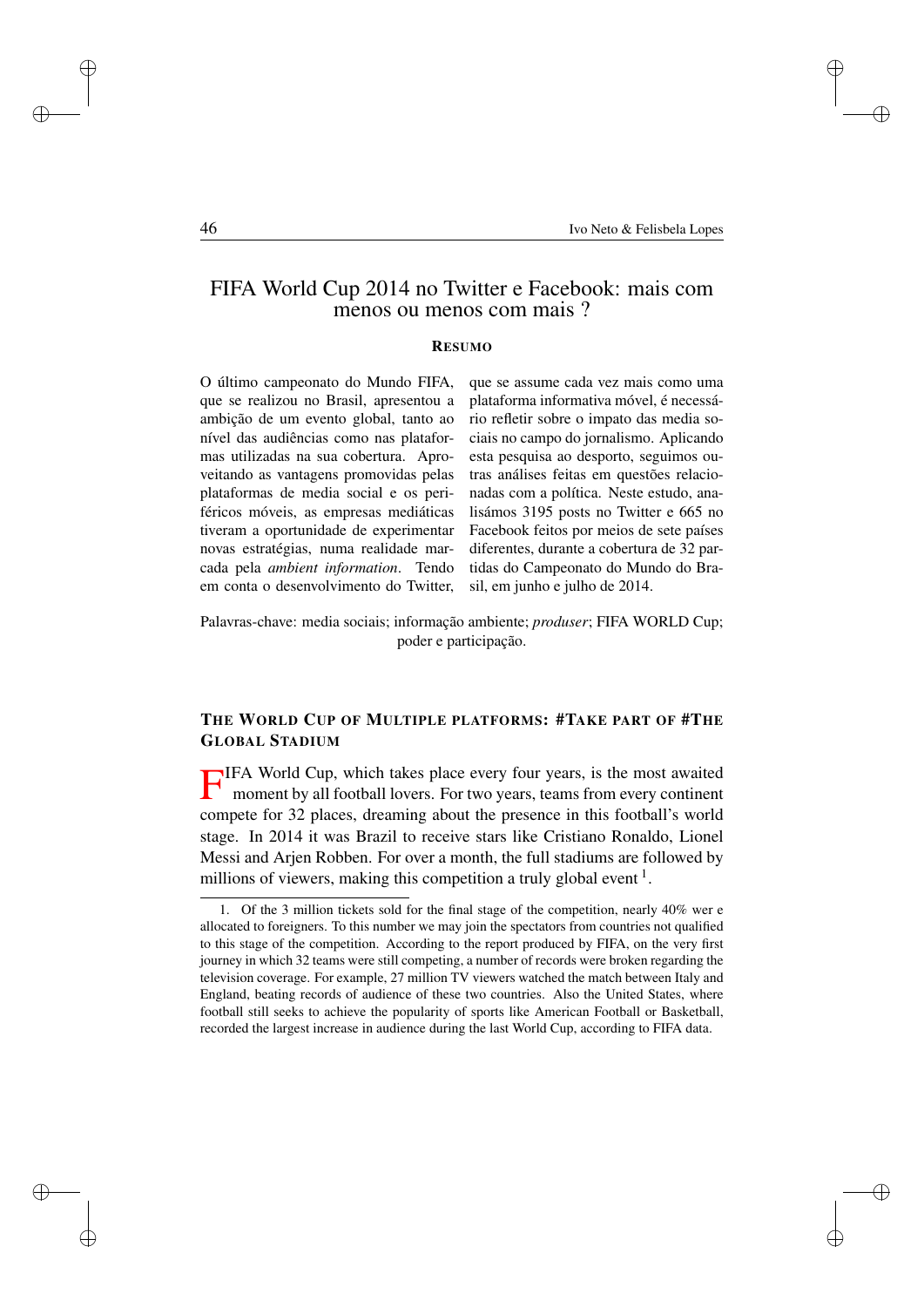# FIFA World Cup 2014 no Twitter e Facebook: mais com menos ou menos com mais ?

## Resumo

O último campeonato do Mundo FIFA, que se realizou no Brasil, apresentou a ambição de um evento global, tanto ao nível das audiências como nas plataformas utilizadas na sua cobertura. Aproveitando as vantagens promovidas pelas plataformas de media social e os periféricos móveis, as empresas mediáticas tiveram a oportunidade de experimentar novas estratégias, numa realidade marcada pela *ambient information*. Tendo em conta o desenvolvimento do Twitter, que se assume cada vez mais como uma plataforma informativa móvel, é necessário refletir sobre o impato das media sociais no campo do jornalismo. Aplicando esta pesquisa ao desporto, seguimos outras análises feitas em questões relacionadas com a política. Neste estudo, analisámos 3195 posts no Twitter e 665 no Facebook feitos por meios de sete países diferentes, durante a cobertura de 32 partidas do Campeonato do Mundo do Brasil, em junho e julho de 2014.

Palavras-chave: media sociais; informação ambiente; *produser*; FIFA WORLD Cup; poder e participação.

## The World Cup of Multiple Platforms: #Take part of #The Global Stadium

FIFA World Cup, which takes place every four years, is the most awaited moment by all football lovers. For two years, teams from every continent compete for 32 places, dreaming about the presence in this football's world stage. In 2014 it was Brazil to receive stars like Cristiano Ronaldo, Lionel Messi and Arjen Robben. For over a month, the full stadiums are followed by millions of viewers, making this competition a truly global event [1].

1. Of the 3 million tickets sold for the final stage of the competition, nearly 40% wer e allocated to foreigners. To this number we may join the spectators from countries not qualified to this stage of the competition. According to the report produced by FIFA, on the very first journey in which 32 teams were still competing, a number of records were broken regarding the television coverage. For example, 27 million TV viewers watched the match between Italy and England, beating records of audience of these two countries. Also the United States, where football still seeks to achieve the popularity of sports like American Football or Basketball, recorded the largest increase in audience during the last World Cup, according to FIFA data.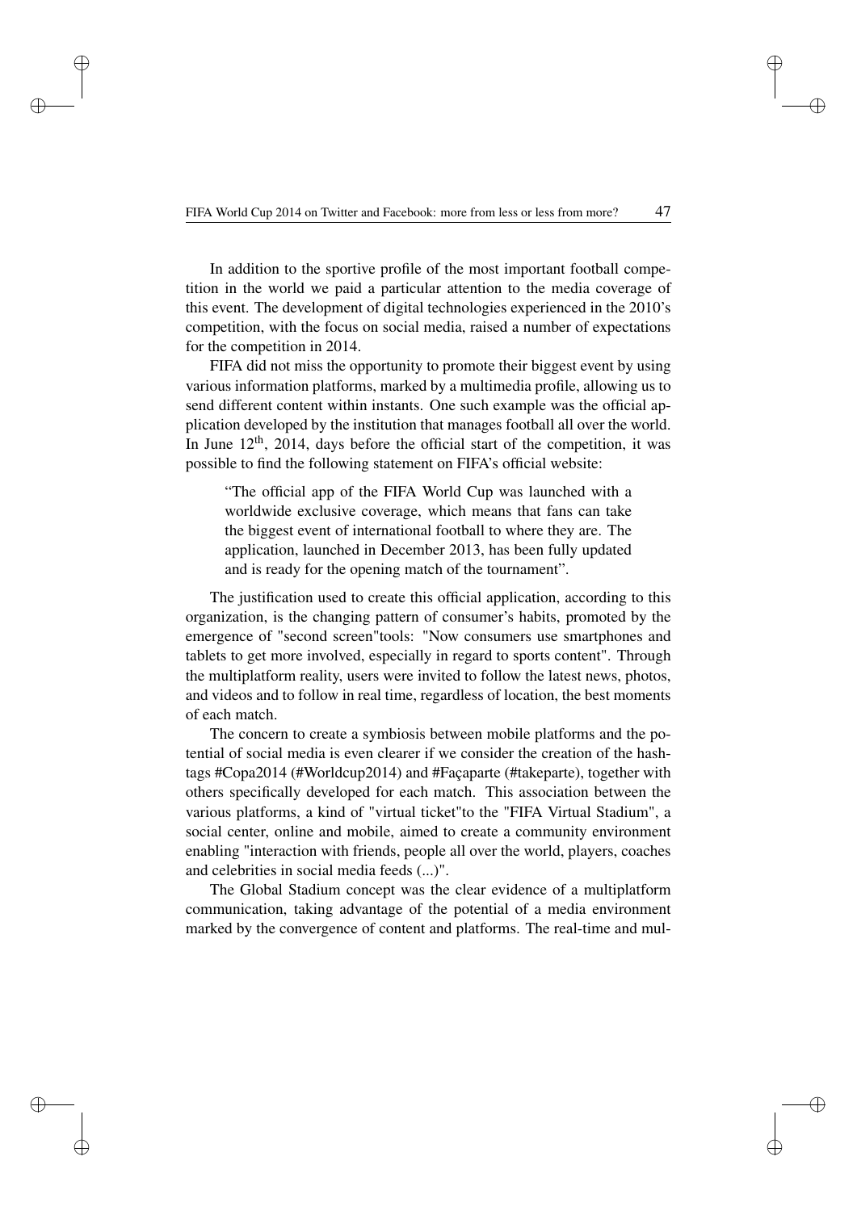In addition to the sportive profile of the most important football competition in the world we paid a particular attention to the media coverage of this event. The development of digital technologies experienced in the 2010's competition, with the focus on social media, raised a number of expectations for the competition in 2014.

FIFA did not miss the opportunity to promote their biggest event by using various information platforms, marked by a multimedia profile, allowing us to send different content within instants. One such example was the official application developed by the institution that manages football all over the world. In June 12th, 2014, days before the official start of the competition, it was possible to find the following statement on FIFA's official website:

> "The official app of the FIFA World Cup was launched with a worldwide exclusive coverage, which means that fans can take the biggest event of international football to where they are. The application, launched in December 2013, has been fully updated and is ready for the opening match of the tournament".

The justification used to create this official application, according to this organization, is the changing pattern of consumer's habits, promoted by the emergence of "second screen"tools: "Now consumers use smartphones and tablets to get more involved, especially in regard to sports content". Through the multiplatform reality, users were invited to follow the latest news, photos, and videos and to follow in real time, regardless of location, the best moments of each match.

The concern to create a symbiosis between mobile platforms and the potential of social media is even clearer if we consider the creation of the hashtags #Copa2014 (#Worldcup2014) and #Façaparte (#takeparte), together with others specifically developed for each match. This association between the various platforms, a kind of "virtual ticket"to the "FIFA Virtual Stadium", a social center, online and mobile, aimed to create a community environment enabling "interaction with friends, people all over the world, players, coaches and celebrities in social media feeds (...)".

The Global Stadium concept was the clear evidence of a multiplatform communication, taking advantage of the potential of a media environment marked by the convergence of content and platforms. The real-time and mul-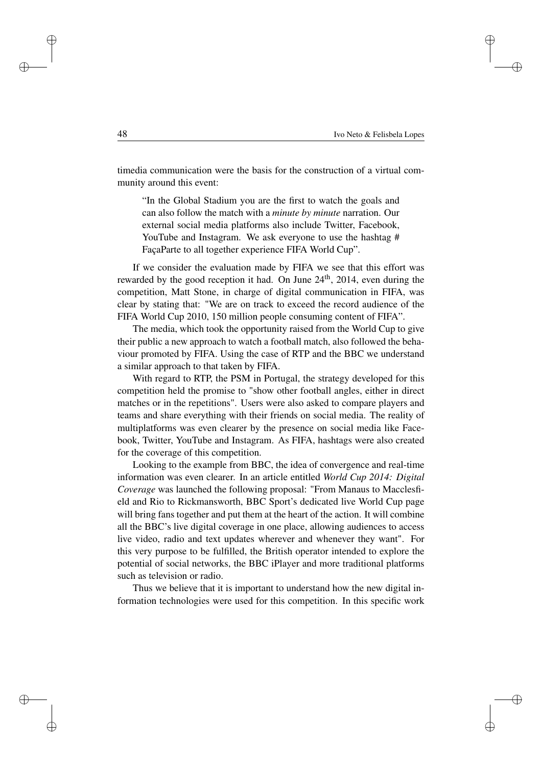timedia communication were the basis for the construction of a virtual community around this event:

> "In the Global Stadium you are the first to watch the goals and can also follow the match with a *minute by minute* narration. Our external social media platforms also include Twitter, Facebook, YouTube and Instagram. We ask everyone to use the hashtag # FaçaParte to all together experience FIFA World Cup".

If we consider the evaluation made by FIFA we see that this effort was rewarded by the good reception it had. On June 24$^{th}$, 2014, even during the competition, Matt Stone, in charge of digital communication in FIFA, was clear by stating that: "We are on track to exceed the record audience of the FIFA World Cup 2010, 150 million people consuming content of FIFA".

The media, which took the opportunity raised from the World Cup to give their public a new approach to watch a football match, also followed the behaviour promoted by FIFA. Using the case of RTP and the BBC we understand a similar approach to that taken by FIFA.

With regard to RTP, the PSM in Portugal, the strategy developed for this competition held the promise to "show other football angles, either in direct matches or in the repetitions". Users were also asked to compare players and teams and share everything with their friends on social media. The reality of multiplatforms was even clearer by the presence on social media like Facebook, Twitter, YouTube and Instagram. As FIFA, hashtags were also created for the coverage of this competition.

Looking to the example from BBC, the idea of convergence and real-time information was even clearer. In an article entitled *World Cup 2014: Digital Coverage* was launched the following proposal: "From Manaus to Macclesfield and Rio to Rickmansworth, BBC Sport's dedicated live World Cup page will bring fans together and put them at the heart of the action. It will combine all the BBC's live digital coverage in one place, allowing audiences to access live video, radio and text updates wherever and whenever they want". For this very purpose to be fulfilled, the British operator intended to explore the potential of social networks, the BBC iPlayer and more traditional platforms such as television or radio.

Thus we believe that it is important to understand how the new digital information technologies were used for this competition. In this specific work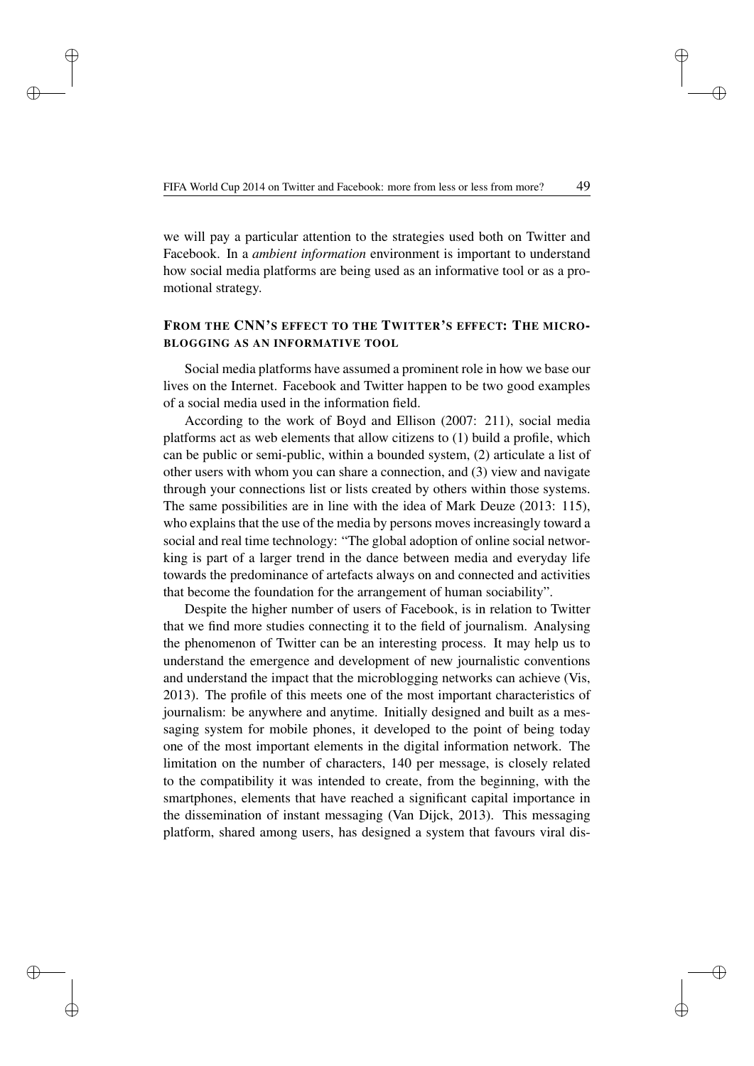we will pay a particular attention to the strategies used both on Twitter and Facebook. In a *ambient information* environment is important to understand how social media platforms are being used as an informative tool or as a promotional strategy.

## From the CNN's effect to the Twitter's effect: The microblogging as an informative tool

Social media platforms have assumed a prominent role in how we base our lives on the Internet. Facebook and Twitter happen to be two good examples of a social media used in the information field.

According to the work of Boyd and Ellison (2007: 211), social media platforms act as web elements that allow citizens to (1) build a profile, which can be public or semi-public, within a bounded system, (2) articulate a list of other users with whom you can share a connection, and (3) view and navigate through your connections list or lists created by others within those systems. The same possibilities are in line with the idea of Mark Deuze (2013: 115), who explains that the use of the media by persons moves increasingly toward a social and real time technology: "The global adoption of online social networking is part of a larger trend in the dance between media and everyday life towards the predominance of artefacts always on and connected and activities that become the foundation for the arrangement of human sociability".

Despite the higher number of users of Facebook, is in relation to Twitter that we find more studies connecting it to the field of journalism. Analysing the phenomenon of Twitter can be an interesting process. It may help us to understand the emergence and development of new journalistic conventions and understand the impact that the microblogging networks can achieve (Vis, 2013). The profile of this meets one of the most important characteristics of journalism: be anywhere and anytime. Initially designed and built as a messaging system for mobile phones, it developed to the point of being today one of the most important elements in the digital information network. The limitation on the number of characters, 140 per message, is closely related to the compatibility it was intended to create, from the beginning, with the smartphones, elements that have reached a significant capital importance in the dissemination of instant messaging (Van Dijck, 2013). This messaging platform, shared among users, has designed a system that favours viral dis-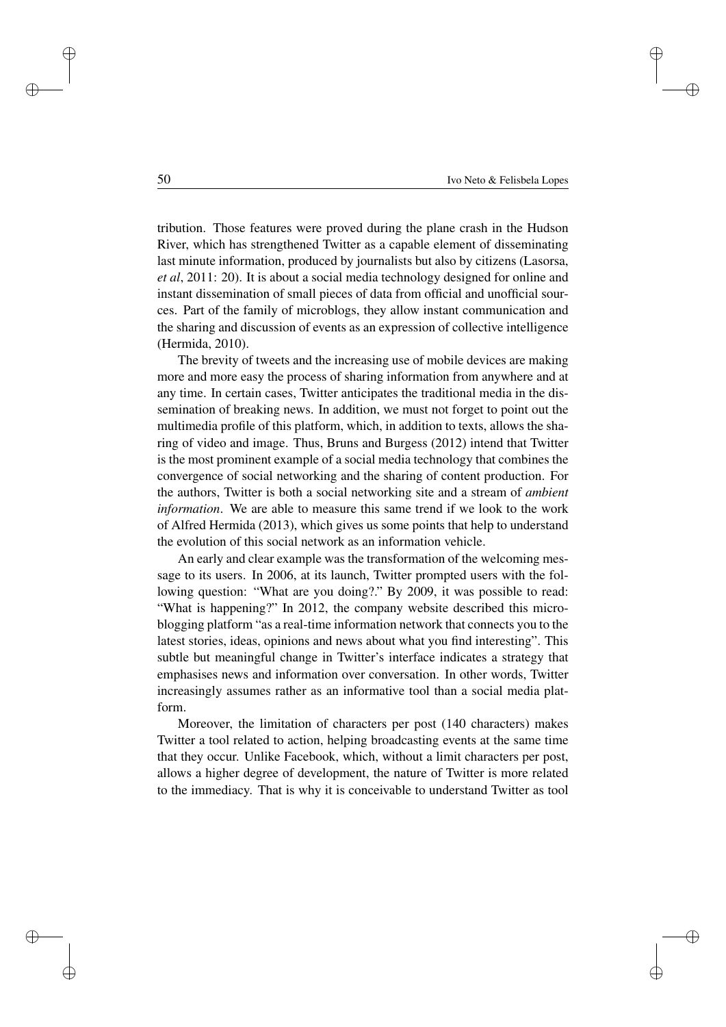tribution. Those features were proved during the plane crash in the Hudson River, which has strengthened Twitter as a capable element of disseminating last minute information, produced by journalists but also by citizens (Lasorsa, *et al*, 2011: 20). It is about a social media technology designed for online and instant dissemination of small pieces of data from official and unofficial sources. Part of the family of microblogs, they allow instant communication and the sharing and discussion of events as an expression of collective intelligence (Hermida, 2010).

The brevity of tweets and the increasing use of mobile devices are making more and more easy the process of sharing information from anywhere and at any time. In certain cases, Twitter anticipates the traditional media in the dissemination of breaking news. In addition, we must not forget to point out the multimedia profile of this platform, which, in addition to texts, allows the sharing of video and image. Thus, Bruns and Burgess (2012) intend that Twitter is the most prominent example of a social media technology that combines the convergence of social networking and the sharing of content production. For the authors, Twitter is both a social networking site and a stream of *ambient information*. We are able to measure this same trend if we look to the work of Alfred Hermida (2013), which gives us some points that help to understand the evolution of this social network as an information vehicle.

An early and clear example was the transformation of the welcoming message to its users. In 2006, at its launch, Twitter prompted users with the following question: "What are you doing?." By 2009, it was possible to read: "What is happening?" In 2012, the company website described this microblogging platform "as a real-time information network that connects you to the latest stories, ideas, opinions and news about what you find interesting". This subtle but meaningful change in Twitter's interface indicates a strategy that emphasises news and information over conversation. In other words, Twitter increasingly assumes rather as an informative tool than a social media platform.

Moreover, the limitation of characters per post (140 characters) makes Twitter a tool related to action, helping broadcasting events at the same time that they occur. Unlike Facebook, which, without a limit characters per post, allows a higher degree of development, the nature of Twitter is more related to the immediacy. That is why it is conceivable to understand Twitter as tool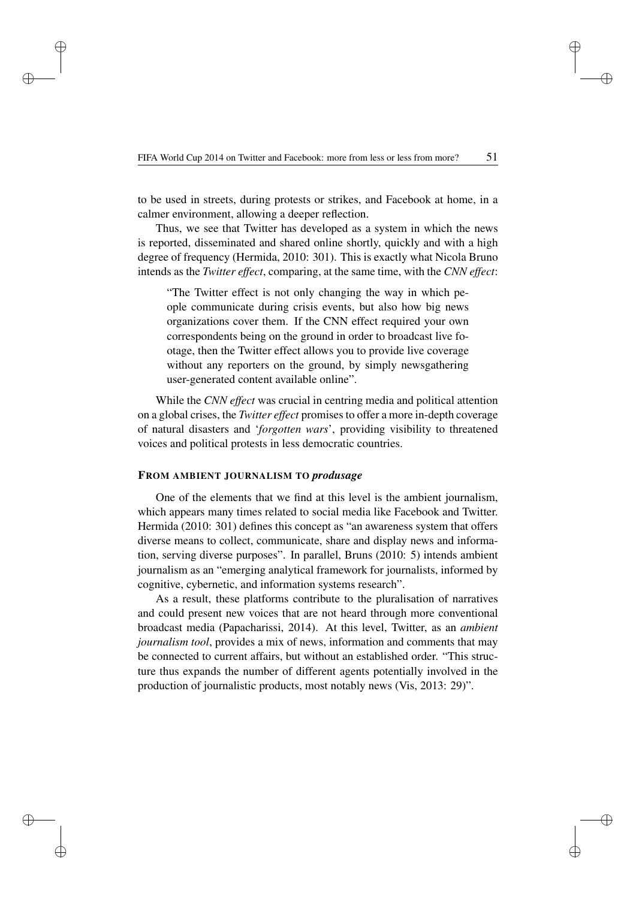to be used in streets, during protests or strikes, and Facebook at home, in a calmer environment, allowing a deeper reflection.

Thus, we see that Twitter has developed as a system in which the news is reported, disseminated and shared online shortly, quickly and with a high degree of frequency (Hermida, 2010: 301). This is exactly what Nicola Bruno intends as the *Twitter effect*, comparing, at the same time, with the *CNN effect*:

> "The Twitter effect is not only changing the way in which people communicate during crisis events, but also how big news organizations cover them. If the CNN effect required your own correspondents being on the ground in order to broadcast live footage, then the Twitter effect allows you to provide live coverage without any reporters on the ground, by simply newsgathering user-generated content available online".

While the *CNN effect* was crucial in centring media and political attention on a global crises, the *Twitter effect* promises to offer a more in-depth coverage of natural disasters and '*forgotten wars*', providing visibility to threatened voices and political protests in less democratic countries.

### From ambient journalism to *produsage*

One of the elements that we find at this level is the ambient journalism, which appears many times related to social media like Facebook and Twitter. Hermida (2010: 301) defines this concept as "an awareness system that offers diverse means to collect, communicate, share and display news and information, serving diverse purposes". In parallel, Bruns (2010: 5) intends ambient journalism as an "emerging analytical framework for journalists, informed by cognitive, cybernetic, and information systems research".

As a result, these platforms contribute to the pluralisation of narratives and could present new voices that are not heard through more conventional broadcast media (Papacharissi, 2014). At this level, Twitter, as an *ambient journalism tool*, provides a mix of news, information and comments that may be connected to current affairs, but without an established order. "This structure thus expands the number of different agents potentially involved in the production of journalistic products, most notably news (Vis, 2013: 29)".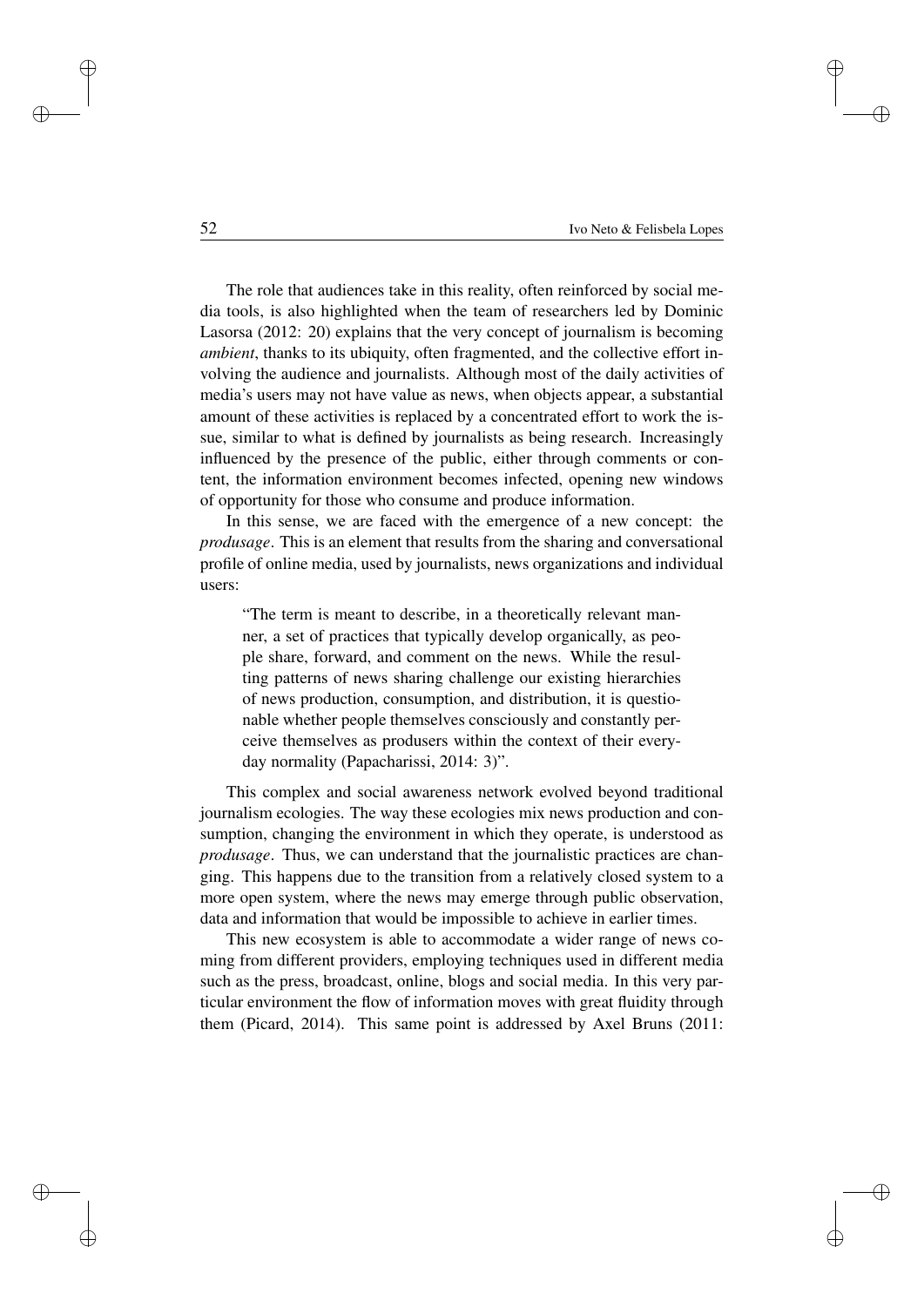The role that audiences take in this reality, often reinforced by social media tools, is also highlighted when the team of researchers led by Dominic Lasorsa (2012: 20) explains that the very concept of journalism is becoming *ambient*, thanks to its ubiquity, often fragmented, and the collective effort involving the audience and journalists. Although most of the daily activities of media's users may not have value as news, when objects appear, a substantial amount of these activities is replaced by a concentrated effort to work the issue, similar to what is defined by journalists as being research. Increasingly influenced by the presence of the public, either through comments or content, the information environment becomes infected, opening new windows of opportunity for those who consume and produce information.

In this sense, we are faced with the emergence of a new concept: the *produsage*. This is an element that results from the sharing and conversational profile of online media, used by journalists, news organizations and individual users:

> "The term is meant to describe, in a theoretically relevant manner, a set of practices that typically develop organically, as people share, forward, and comment on the news. While the resulting patterns of news sharing challenge our existing hierarchies of news production, consumption, and distribution, it is questionable whether people themselves consciously and constantly perceive themselves as produsers within the context of their everyday normality (Papacharissi, 2014: 3)".

This complex and social awareness network evolved beyond traditional journalism ecologies. The way these ecologies mix news production and consumption, changing the environment in which they operate, is understood as *produsage*. Thus, we can understand that the journalistic practices are changing. This happens due to the transition from a relatively closed system to a more open system, where the news may emerge through public observation, data and information that would be impossible to achieve in earlier times.

This new ecosystem is able to accommodate a wider range of news coming from different providers, employing techniques used in different media such as the press, broadcast, online, blogs and social media. In this very particular environment the flow of information moves with great fluidity through them (Picard, 2014). This same point is addressed by Axel Bruns (2011: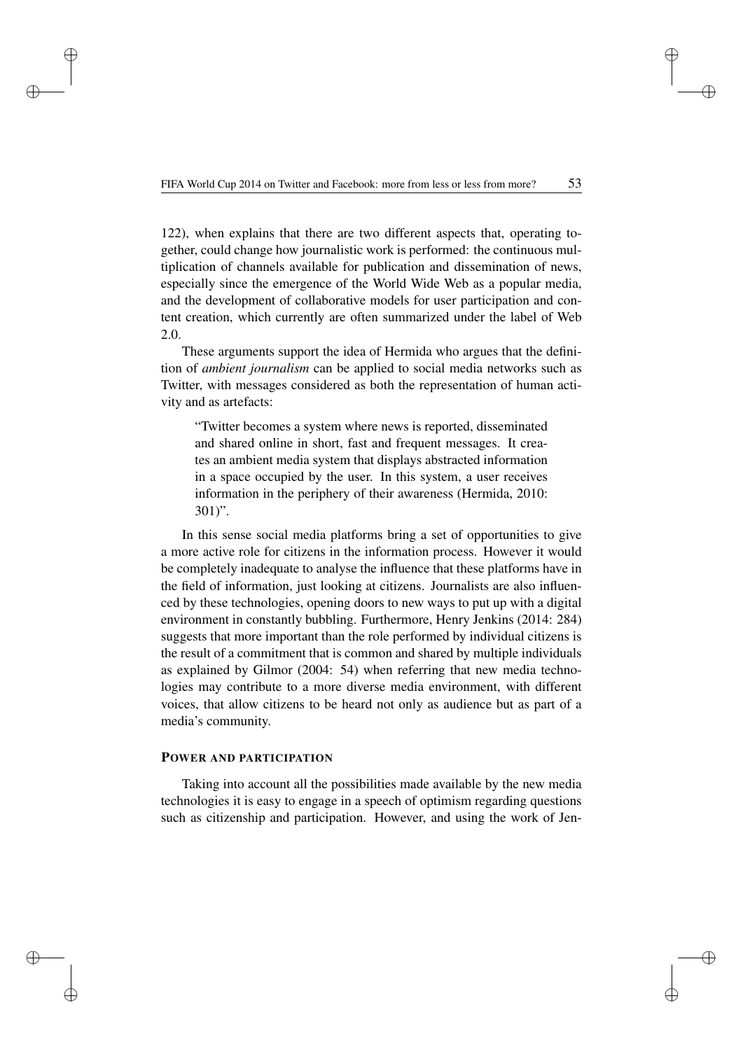122), when explains that there are two different aspects that, operating together, could change how journalistic work is performed: the continuous multiplication of channels available for publication and dissemination of news, especially since the emergence of the World Wide Web as a popular media, and the development of collaborative models for user participation and content creation, which currently are often summarized under the label of Web 2.0.

These arguments support the idea of Hermida who argues that the definition of *ambient journalism* can be applied to social media networks such as Twitter, with messages considered as both the representation of human activity and as artefacts:

> "Twitter becomes a system where news is reported, disseminated and shared online in short, fast and frequent messages. It creates an ambient media system that displays abstracted information in a space occupied by the user. In this system, a user receives information in the periphery of their awareness (Hermida, 2010: 301)".

In this sense social media platforms bring a set of opportunities to give a more active role for citizens in the information process. However it would be completely inadequate to analyse the influence that these platforms have in the field of information, just looking at citizens. Journalists are also influenced by these technologies, opening doors to new ways to put up with a digital environment in constantly bubbling. Furthermore, Henry Jenkins (2014: 284) suggests that more important than the role performed by individual citizens is the result of a commitment that is common and shared by multiple individuals as explained by Gilmor (2004: 54) when referring that new media technologies may contribute to a more diverse media environment, with different voices, that allow citizens to be heard not only as audience but as part of a media's community.

## POWER AND PARTICIPATION

Taking into account all the possibilities made available by the new media technologies it is easy to engage in a speech of optimism regarding questions such as citizenship and participation. However, and using the work of Jen-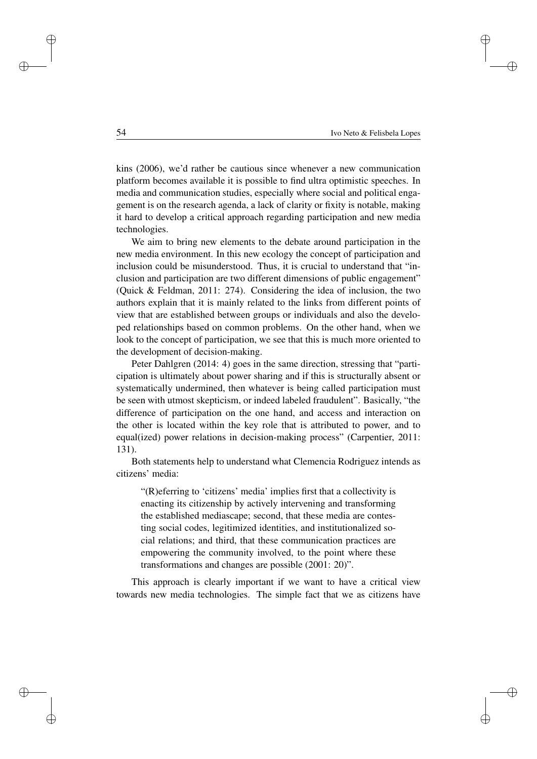kins (2006), we'd rather be cautious since whenever a new communication platform becomes available it is possible to find ultra optimistic speeches. In media and communication studies, especially where social and political engagement is on the research agenda, a lack of clarity or fixity is notable, making it hard to develop a critical approach regarding participation and new media technologies.

We aim to bring new elements to the debate around participation in the new media environment. In this new ecology the concept of participation and inclusion could be misunderstood. Thus, it is crucial to understand that "inclusion and participation are two different dimensions of public engagement" (Quick & Feldman, 2011: 274). Considering the idea of inclusion, the two authors explain that it is mainly related to the links from different points of view that are established between groups or individuals and also the developed relationships based on common problems. On the other hand, when we look to the concept of participation, we see that this is much more oriented to the development of decision-making.

Peter Dahlgren (2014: 4) goes in the same direction, stressing that "participation is ultimately about power sharing and if this is structurally absent or systematically undermined, then whatever is being called participation must be seen with utmost skepticism, or indeed labeled fraudulent". Basically, "the difference of participation on the one hand, and access and interaction on the other is located within the key role that is attributed to power, and to equal(ized) power relations in decision-making process" (Carpentier, 2011: 131).

Both statements help to understand what Clemencia Rodriguez intends as citizens' media:

> "(R)eferring to 'citizens' media' implies first that a collectivity is enacting its citizenship by actively intervening and transforming the established mediascape; second, that these media are contesting social codes, legitimized identities, and institutionalized social relations; and third, that these communication practices are empowering the community involved, to the point where these transformations and changes are possible (2001: 20)".

This approach is clearly important if we want to have a critical view towards new media technologies. The simple fact that we as citizens have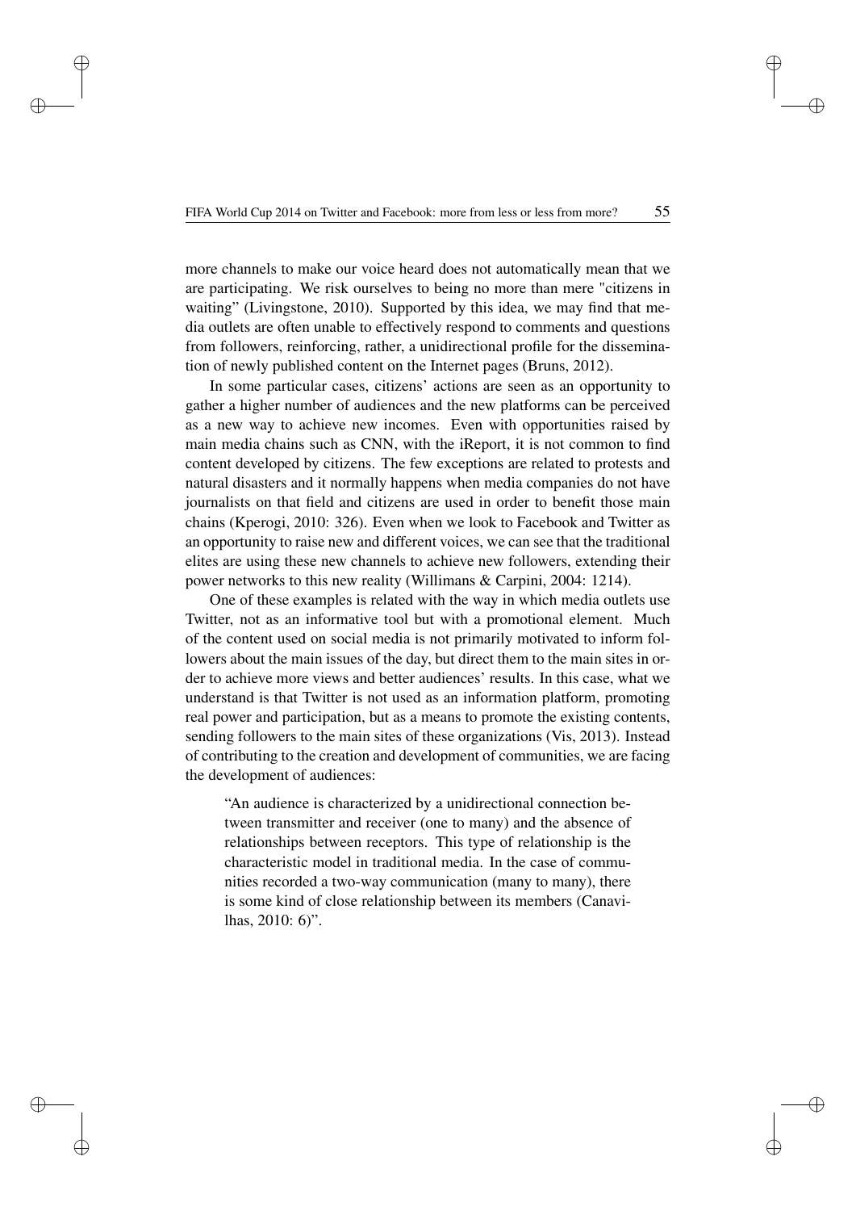more channels to make our voice heard does not automatically mean that we are participating. We risk ourselves to being no more than mere "citizens in waiting" (Livingstone, 2010). Supported by this idea, we may find that media outlets are often unable to effectively respond to comments and questions from followers, reinforcing, rather, a unidirectional profile for the dissemination of newly published content on the Internet pages (Bruns, 2012).

In some particular cases, citizens' actions are seen as an opportunity to gather a higher number of audiences and the new platforms can be perceived as a new way to achieve new incomes. Even with opportunities raised by main media chains such as CNN, with the iReport, it is not common to find content developed by citizens. The few exceptions are related to protests and natural disasters and it normally happens when media companies do not have journalists on that field and citizens are used in order to benefit those main chains (Kperogi, 2010: 326). Even when we look to Facebook and Twitter as an opportunity to raise new and different voices, we can see that the traditional elites are using these new channels to achieve new followers, extending their power networks to this new reality (Willimans & Carpini, 2004: 1214).

One of these examples is related with the way in which media outlets use Twitter, not as an informative tool but with a promotional element. Much of the content used on social media is not primarily motivated to inform followers about the main issues of the day, but direct them to the main sites in order to achieve more views and better audiences' results. In this case, what we understand is that Twitter is not used as an information platform, promoting real power and participation, but as a means to promote the existing contents, sending followers to the main sites of these organizations (Vis, 2013). Instead of contributing to the creation and development of communities, we are facing the development of audiences:

> "An audience is characterized by a unidirectional connection between transmitter and receiver (one to many) and the absence of relationships between receptors. This type of relationship is the characteristic model in traditional media. In the case of communities recorded a two-way communication (many to many), there is some kind of close relationship between its members (Canavilhas, 2010: 6)".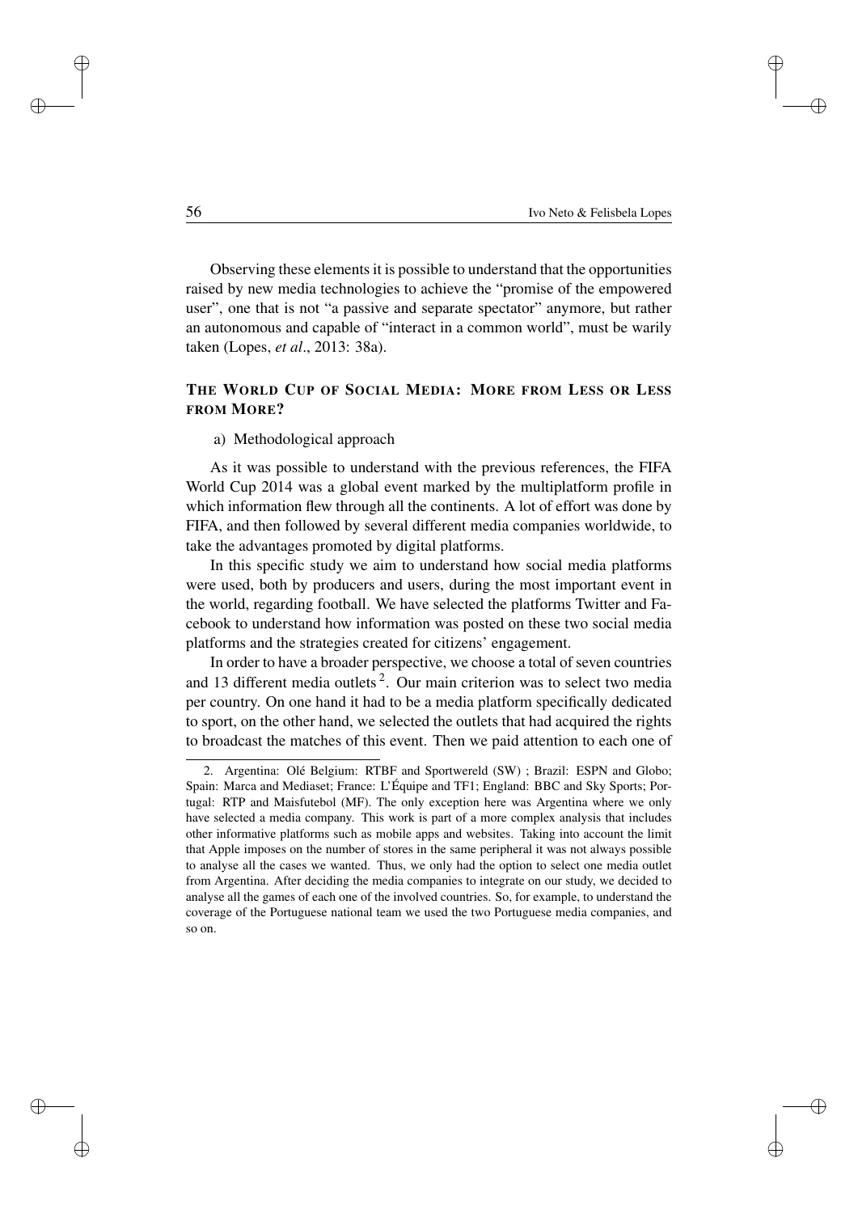Observing these elements it is possible to understand that the opportunities raised by new media technologies to achieve the "promise of the empowered user", one that is not "a passive and separate spectator" anymore, but rather an autonomous and capable of "interact in a common world", must be warily taken (Lopes, *et al*., 2013: 38a).

## THE WORLD CUP OF SOCIAL MEDIA: MORE FROM LESS OR LESS FROM MORE?

a) Methodological approach

As it was possible to understand with the previous references, the FIFA World Cup 2014 was a global event marked by the multiplatform profile in which information flew through all the continents. A lot of effort was done by FIFA, and then followed by several different media companies worldwide, to take the advantages promoted by digital platforms.

In this specific study we aim to understand how social media platforms were used, both by producers and users, during the most important event in the world, regarding football. We have selected the platforms Twitter and Facebook to understand how information was posted on these two social media platforms and the strategies created for citizens' engagement.

In order to have a broader perspective, we choose a total of seven countries and 13 different media outlets [2]. Our main criterion was to select two media per country. On one hand it had to be a media platform specifically dedicated to sport, on the other hand, we selected the outlets that had acquired the rights to broadcast the matches of this event. Then we paid attention to each one of

2. Argentina: Olé Belgium: RTBF and Sportwereld (SW) ; Brazil: ESPN and Globo; Spain: Marca and Mediaset; France: L'Équipe and TF1; England: BBC and Sky Sports; Portugal: RTP and Maisfutebol (MF). The only exception here was Argentina where we only have selected a media company. This work is part of a more complex analysis that includes other informative platforms such as mobile apps and websites. Taking into account the limit that Apple imposes on the number of stores in the same peripheral it was not always possible to analyse all the cases we wanted. Thus, we only had the option to select one media outlet from Argentina. After deciding the media companies to integrate on our study, we decided to analyse all the games of each one of the involved countries. So, for example, to understand the coverage of the Portuguese national team we used the two Portuguese media companies, and so on.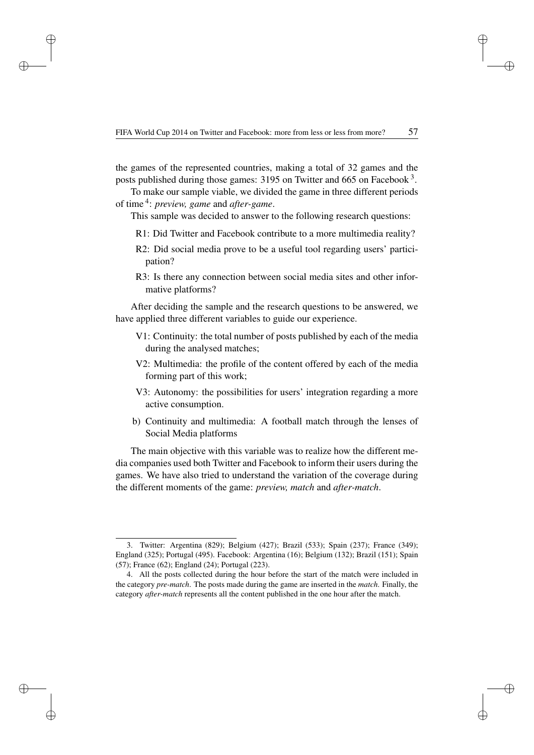the games of the represented countries, making a total of 32 games and the posts published during those games: 3195 on Twitter and 665 on Facebook [3].

To make our sample viable, we divided the game in three different periods of time [4]: *preview, game* and *after-game*.

This sample was decided to answer to the following research questions:

R1: Did Twitter and Facebook contribute to a more multimedia reality?

R2: Did social media prove to be a useful tool regarding users' participation?

R3: Is there any connection between social media sites and other informative platforms?

After deciding the sample and the research questions to be answered, we have applied three different variables to guide our experience.

V1: Continuity: the total number of posts published by each of the media during the analysed matches;

V2: Multimedia: the profile of the content offered by each of the media forming part of this work;

V3: Autonomy: the possibilities for users' integration regarding a more active consumption.

b) Continuity and multimedia: A football match through the lenses of Social Media platforms

The main objective with this variable was to realize how the different media companies used both Twitter and Facebook to inform their users during the games. We have also tried to understand the variation of the coverage during the different moments of the game: *preview, match* and *after-match*.

---

3. Twitter: Argentina (829); Belgium (427); Brazil (533); Spain (237); France (349); England (325); Portugal (495). Facebook: Argentina (16); Belgium (132); Brazil (151); Spain (57); France (62); England (24); Portugal (223).

4. All the posts collected during the hour before the start of the match were included in the category *pre-match*. The posts made during the game are inserted in the *match*. Finally, the category *after-match* represents all the content published in the one hour after the match.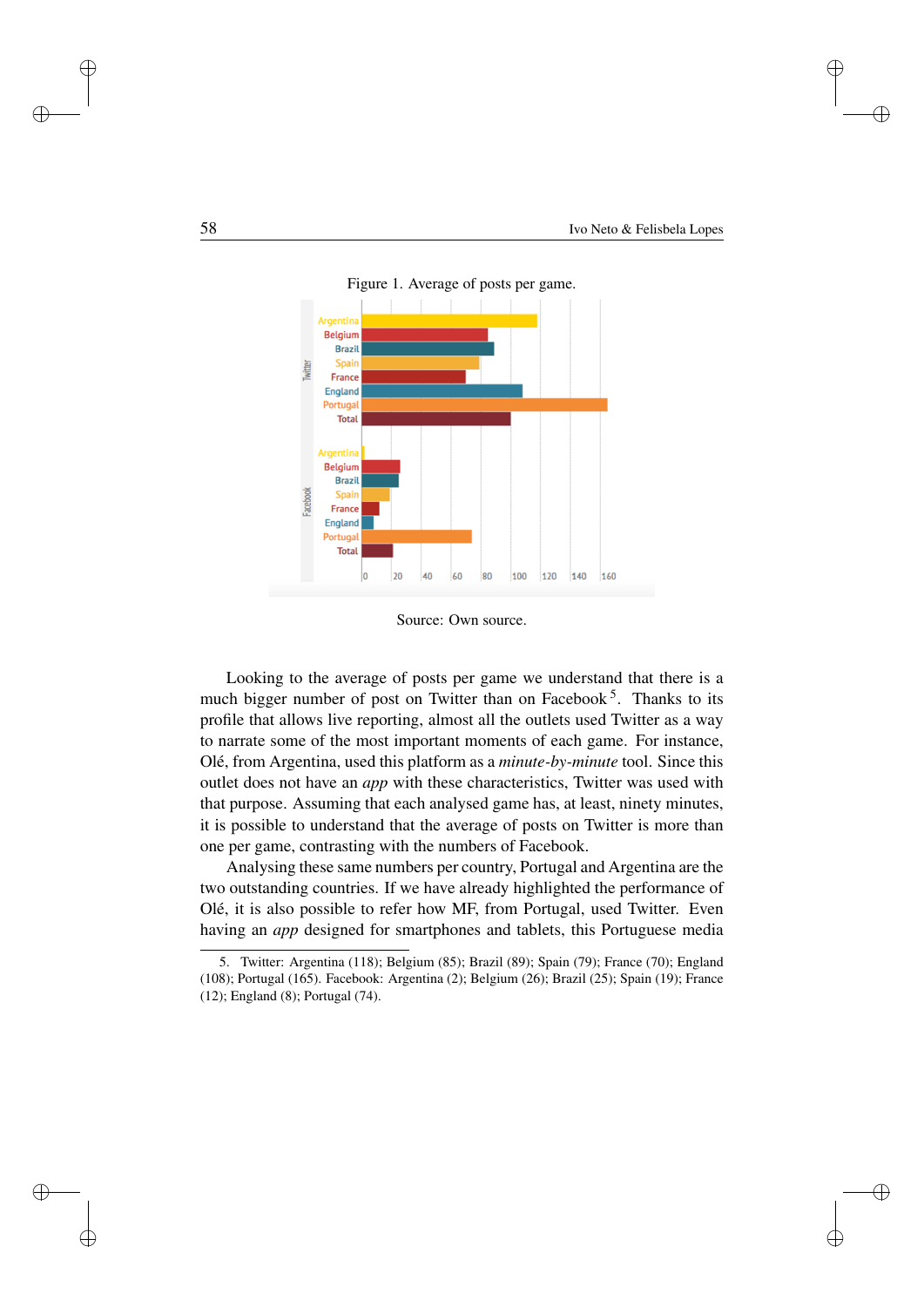Figure 1. Average of posts per game.

Source: Own source.

Looking to the average of posts per game we understand that there is a much bigger number of post on Twitter than on Facebook [5]. Thanks to its profile that allows live reporting, almost all the outlets used Twitter as a way to narrate some of the most important moments of each game. For instance, Olé, from Argentina, used this platform as a *minute-by-minute* tool. Since this outlet does not have an *app* with these characteristics, Twitter was used with that purpose. Assuming that each analysed game has, at least, ninety minutes, it is possible to understand that the average of posts on Twitter is more than one per game, contrasting with the numbers of Facebook.

Analysing these same numbers per country, Portugal and Argentina are the two outstanding countries. If we have already highlighted the performance of Olé, it is also possible to refer how MF, from Portugal, used Twitter. Even having an *app* designed for smartphones and tablets, this Portuguese media

5. Twitter: Argentina (118); Belgium (85); Brazil (89); Spain (79); France (70); England (108); Portugal (165). Facebook: Argentina (2); Belgium (26); Brazil (25); Spain (19); France (12); England (8); Portugal (74).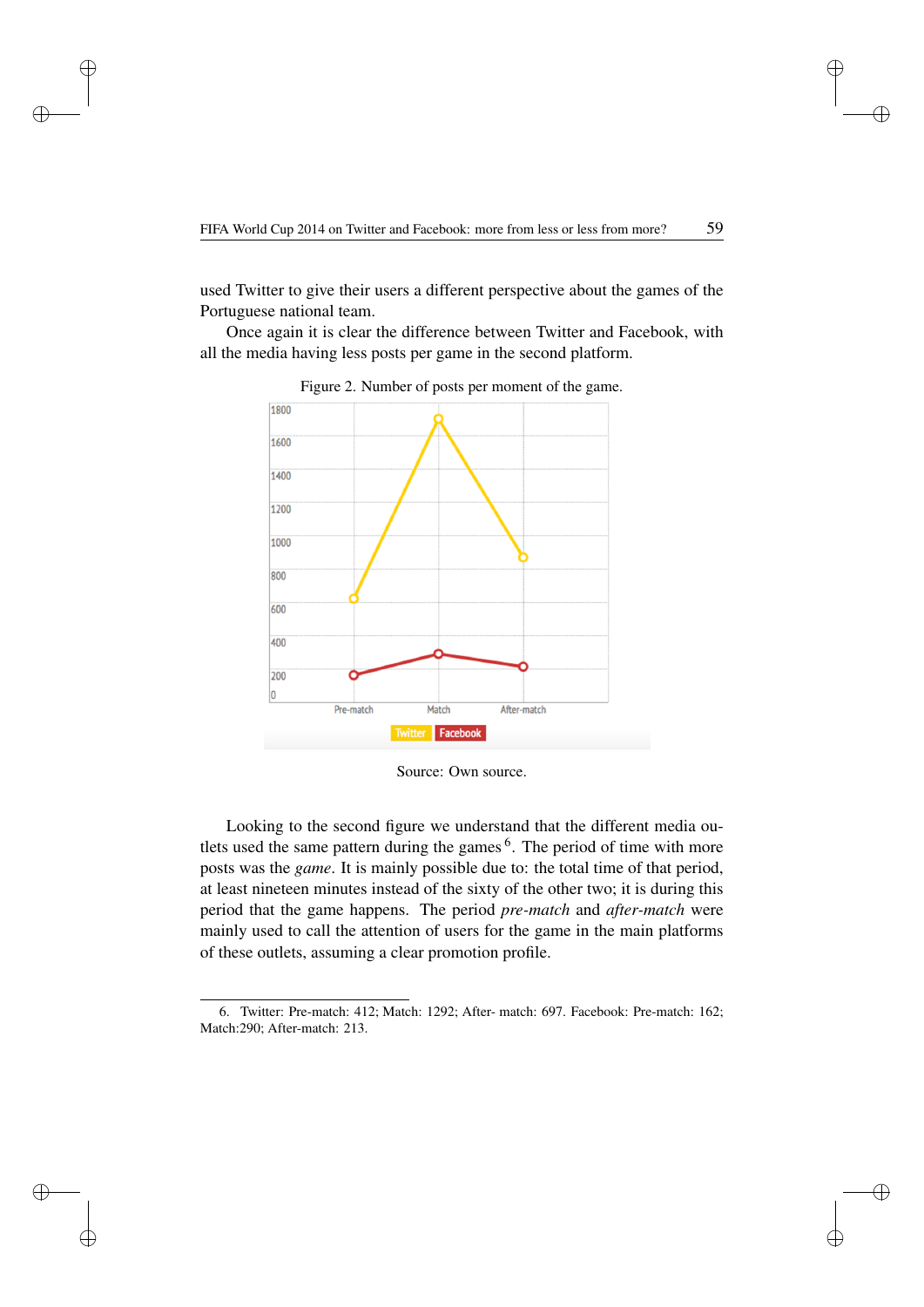used Twitter to give their users a different perspective about the games of the Portuguese national team.

Once again it is clear the difference between Twitter and Facebook, with all the media having less posts per game in the second platform.

Figure 2. Number of posts per moment of the game.

Source: Own source.

Looking to the second figure we understand that the different media outlets used the same pattern during the games [6]. The period of time with more posts was the *game*. It is mainly possible due to: the total time of that period, at least nineteen minutes instead of the sixty of the other two; it is during this period that the game happens. The period *pre-match* and *after-match* were mainly used to call the attention of users for the game in the main platforms of these outlets, assuming a clear promotion profile.

6. Twitter: Pre-match: 412; Match: 1292; After- match: 697. Facebook: Pre-match: 162; Match:290; After-match: 213.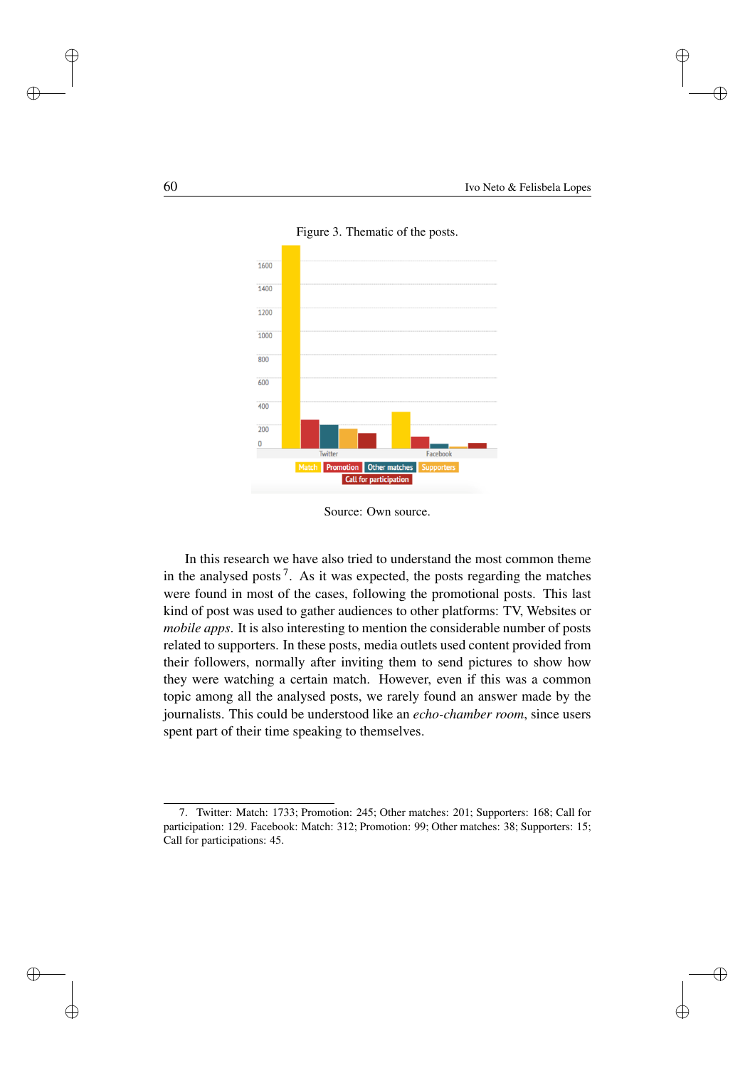Figure 3. Thematic of the posts.

Source: Own source.

In this research we have also tried to understand the most common theme in the analysed posts [7]. As it was expected, the posts regarding the matches were found in most of the cases, following the promotional posts. This last kind of post was used to gather audiences to other platforms: TV, Websites or *mobile apps*. It is also interesting to mention the considerable number of posts related to supporters. In these posts, media outlets used content provided from their followers, normally after inviting them to send pictures to show how they were watching a certain match. However, even if this was a common topic among all the analysed posts, we rarely found an answer made by the journalists. This could be understood like an *echo-chamber room*, since users spent part of their time speaking to themselves.

7. Twitter: Match: 1733; Promotion: 245; Other matches: 201; Supporters: 168; Call for participation: 129. Facebook: Match: 312; Promotion: 99; Other matches: 38; Supporters: 15; Call for participations: 45.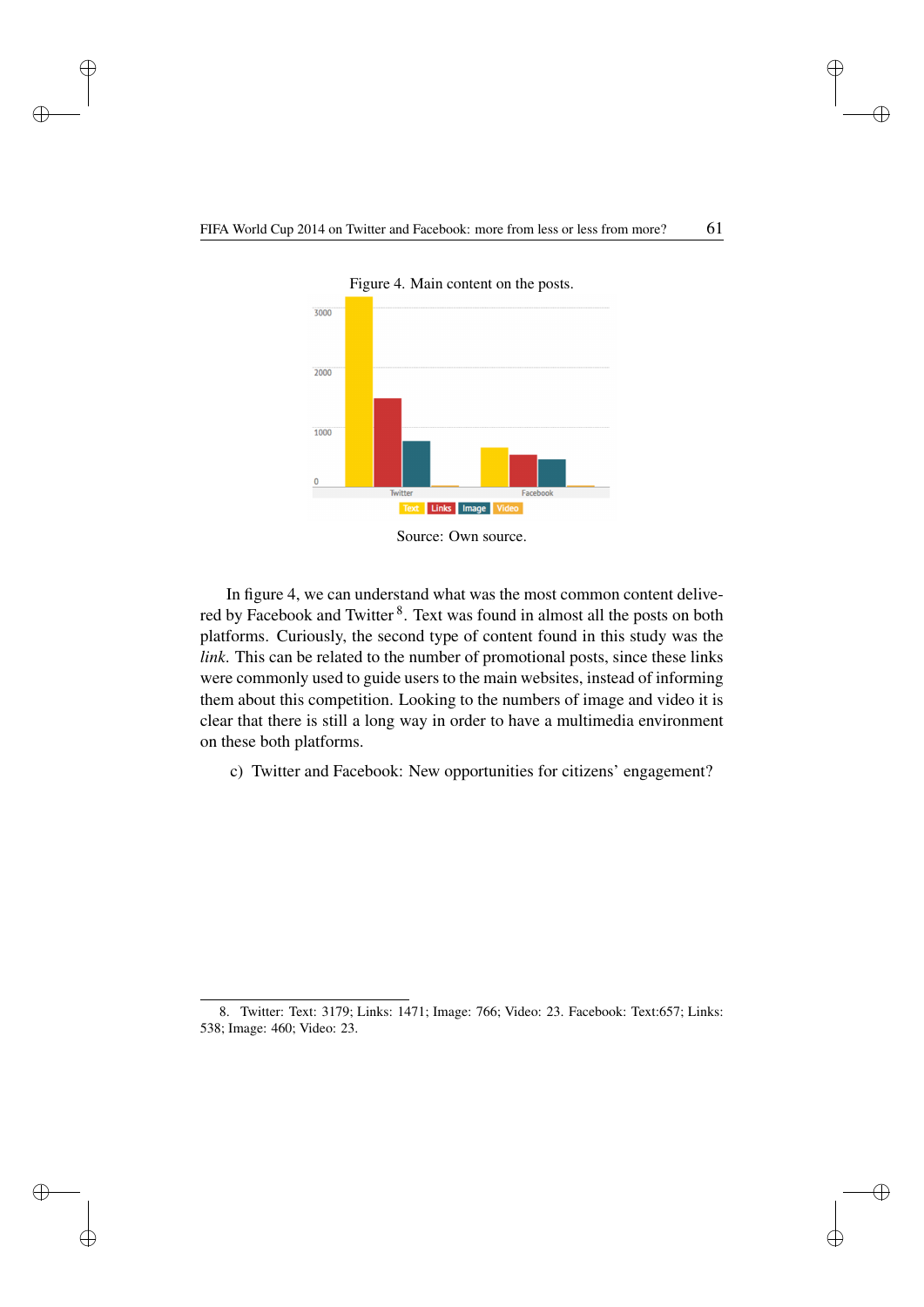Figure 4. Main content on the posts.

Source: Own source.

In figure 4, we can understand what was the most common content delivered by Facebook and Twitter [8]. Text was found in almost all the posts on both platforms. Curiously, the second type of content found in this study was the *link*. This can be related to the number of promotional posts, since these links were commonly used to guide users to the main websites, instead of informing them about this competition. Looking to the numbers of image and video it is clear that there is still a long way in order to have a multimedia environment on these both platforms.

c) Twitter and Facebook: New opportunities for citizens' engagement?

8. Twitter: Text: 3179; Links: 1471; Image: 766; Video: 23. Facebook: Text:657; Links: 538; Image: 460; Video: 23.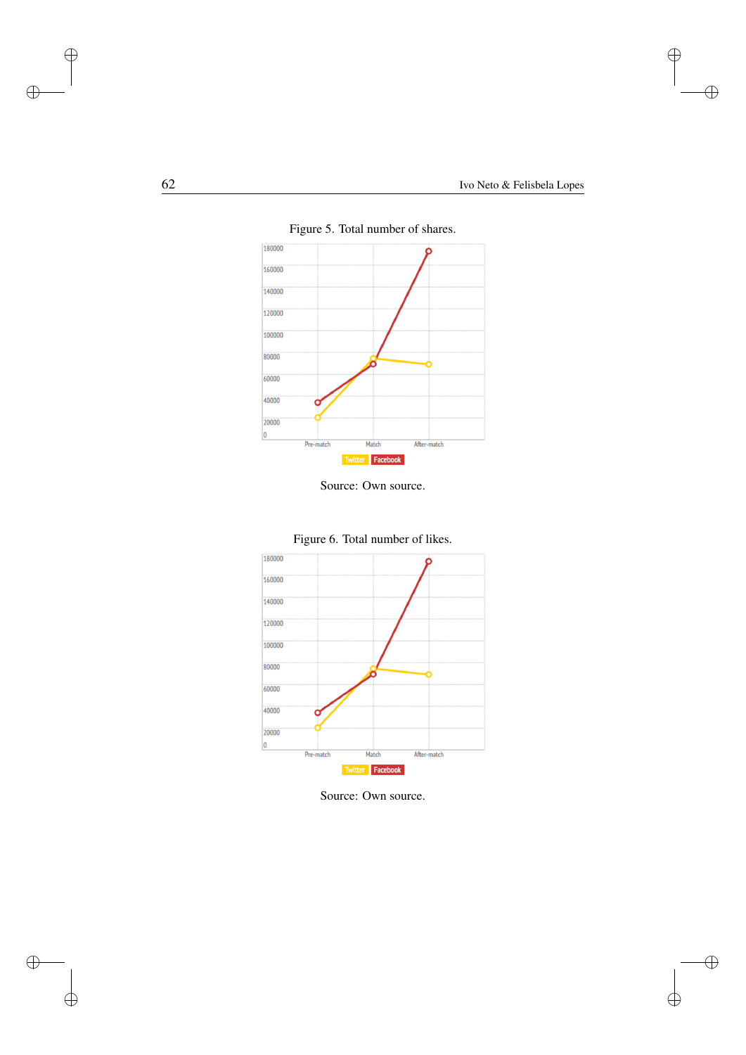Figure 5. Total number of shares.

Source: Own source.

Figure 6. Total number of likes.

Source: Own source.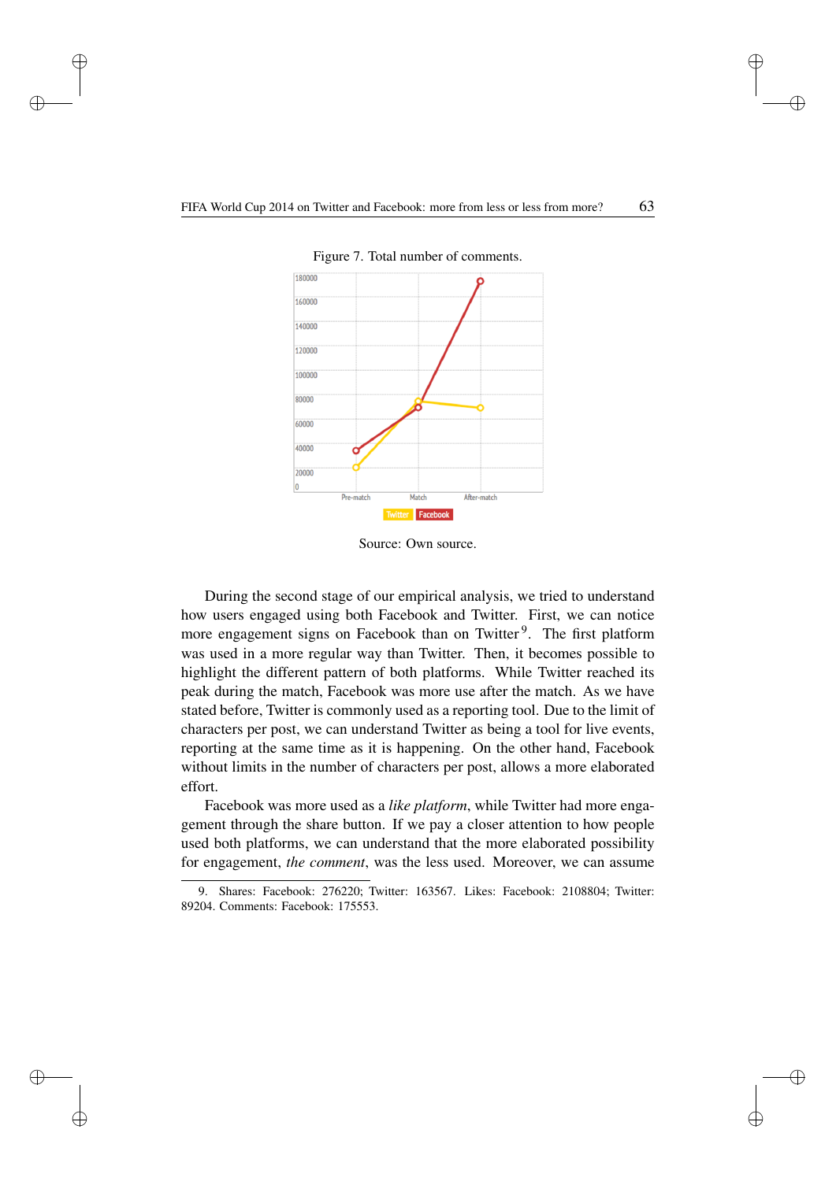Figure 7. Total number of comments.

Source: Own source.

During the second stage of our empirical analysis, we tried to understand how users engaged using both Facebook and Twitter. First, we can notice more engagement signs on Facebook than on Twitter [9]. The first platform was used in a more regular way than Twitter. Then, it becomes possible to highlight the different pattern of both platforms. While Twitter reached its peak during the match, Facebook was more use after the match. As we have stated before, Twitter is commonly used as a reporting tool. Due to the limit of characters per post, we can understand Twitter as being a tool for live events, reporting at the same time as it is happening. On the other hand, Facebook without limits in the number of characters per post, allows a more elaborated effort.

Facebook was more used as a *like platform*, while Twitter had more engagement through the share button. If we pay a closer attention to how people used both platforms, we can understand that the more elaborated possibility for engagement, *the comment*, was the less used. Moreover, we can assume

9. Shares: Facebook: 276220; Twitter: 163567. Likes: Facebook: 2108804; Twitter: 89204. Comments: Facebook: 175553.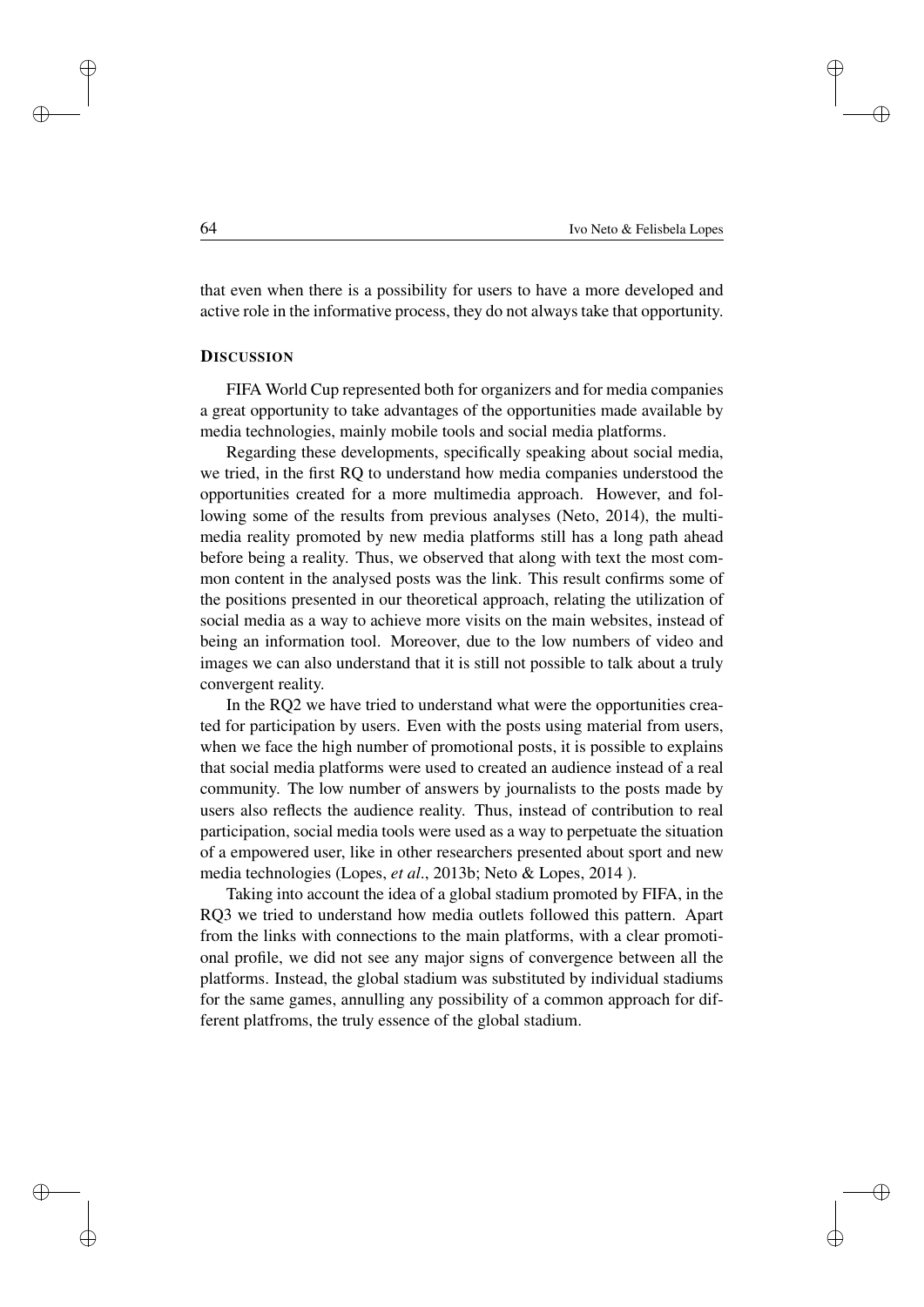that even when there is a possibility for users to have a more developed and active role in the informative process, they do not always take that opportunity.

## DISCUSSION

FIFA World Cup represented both for organizers and for media companies a great opportunity to take advantages of the opportunities made available by media technologies, mainly mobile tools and social media platforms.

Regarding these developments, specifically speaking about social media, we tried, in the first RQ to understand how media companies understood the opportunities created for a more multimedia approach. However, and following some of the results from previous analyses (Neto, 2014), the multimedia reality promoted by new media platforms still has a long path ahead before being a reality. Thus, we observed that along with text the most common content in the analysed posts was the link. This result confirms some of the positions presented in our theoretical approach, relating the utilization of social media as a way to achieve more visits on the main websites, instead of being an information tool. Moreover, due to the low numbers of video and images we can also understand that it is still not possible to talk about a truly convergent reality.

In the RQ2 we have tried to understand what were the opportunities created for participation by users. Even with the posts using material from users, when we face the high number of promotional posts, it is possible to explains that social media platforms were used to created an audience instead of a real community. The low number of answers by journalists to the posts made by users also reflects the audience reality. Thus, instead of contribution to real participation, social media tools were used as a way to perpetuate the situation of a empowered user, like in other researchers presented about sport and new media technologies (Lopes, *et al*., 2013b; Neto & Lopes, 2014 ).

Taking into account the idea of a global stadium promoted by FIFA, in the RQ3 we tried to understand how media outlets followed this pattern. Apart from the links with connections to the main platforms, with a clear promotional profile, we did not see any major signs of convergence between all the platforms. Instead, the global stadium was substituted by individual stadiums for the same games, annulling any possibility of a common approach for different platfroms, the truly essence of the global stadium.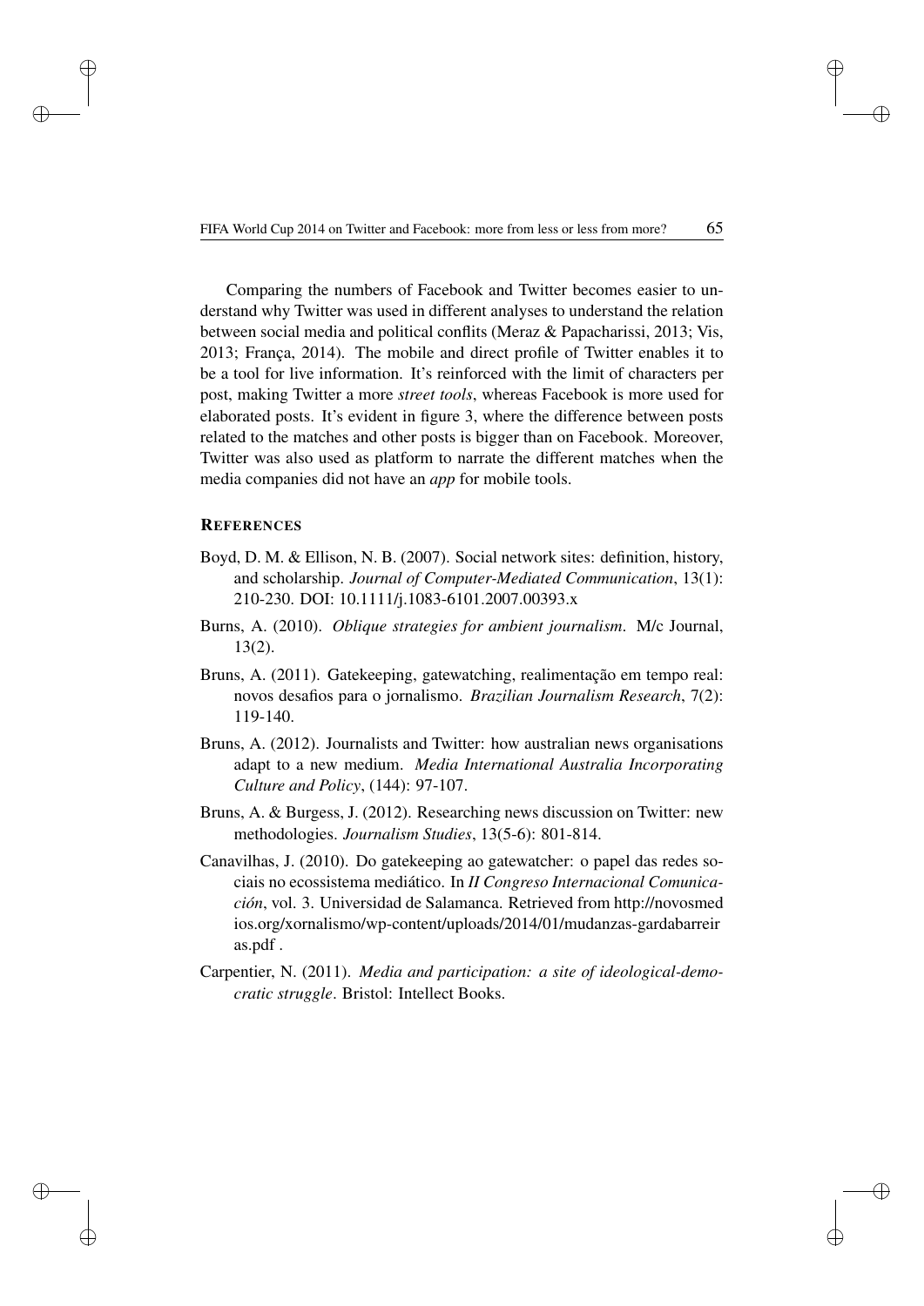Comparing the numbers of Facebook and Twitter becomes easier to understand why Twitter was used in different analyses to understand the relation between social media and political conflits (Meraz & Papacharissi, 2013; Vis, 2013; França, 2014). The mobile and direct profile of Twitter enables it to be a tool for live information. It's reinforced with the limit of characters per post, making Twitter a more *street tools*, whereas Facebook is more used for elaborated posts. It's evident in figure 3, where the difference between posts related to the matches and other posts is bigger than on Facebook. Moreover, Twitter was also used as platform to narrate the different matches when the media companies did not have an *app* for mobile tools.

## REFERENCES

Boyd, D. M. & Ellison, N. B. (2007). Social network sites: definition, history, and scholarship. *Journal of Computer-Mediated Communication*, 13(1): 210-230. DOI: 10.1111/j.1083-6101.2007.00393.x

Burns, A. (2010). *Oblique strategies for ambient journalism*. M/c Journal, 13(2).

Bruns, A. (2011). Gatekeeping, gatewatching, realimentação em tempo real: novos desafios para o jornalismo. *Brazilian Journalism Research*, 7(2): 119-140.

Bruns, A. (2012). Journalists and Twitter: how australian news organisations adapt to a new medium. *Media International Australia Incorporating Culture and Policy*, (144): 97-107.

Bruns, A. & Burgess, J. (2012). Researching news discussion on Twitter: new methodologies. *Journalism Studies*, 13(5-6): 801-814.

Canavilhas, J. (2010). Do gatekeeping ao gatewatcher: o papel das redes sociais no ecossistema mediático. In *II Congreso Internacional Comunicación*, vol. 3. Universidad de Salamanca. Retrieved from http://novosmedios.org/xornalismo/wp-content/uploads/2014/01/mudanzas-gardabarreiras.pdf .

Carpentier, N. (2011). *Media and participation: a site of ideological-democratic struggle*. Bristol: Intellect Books.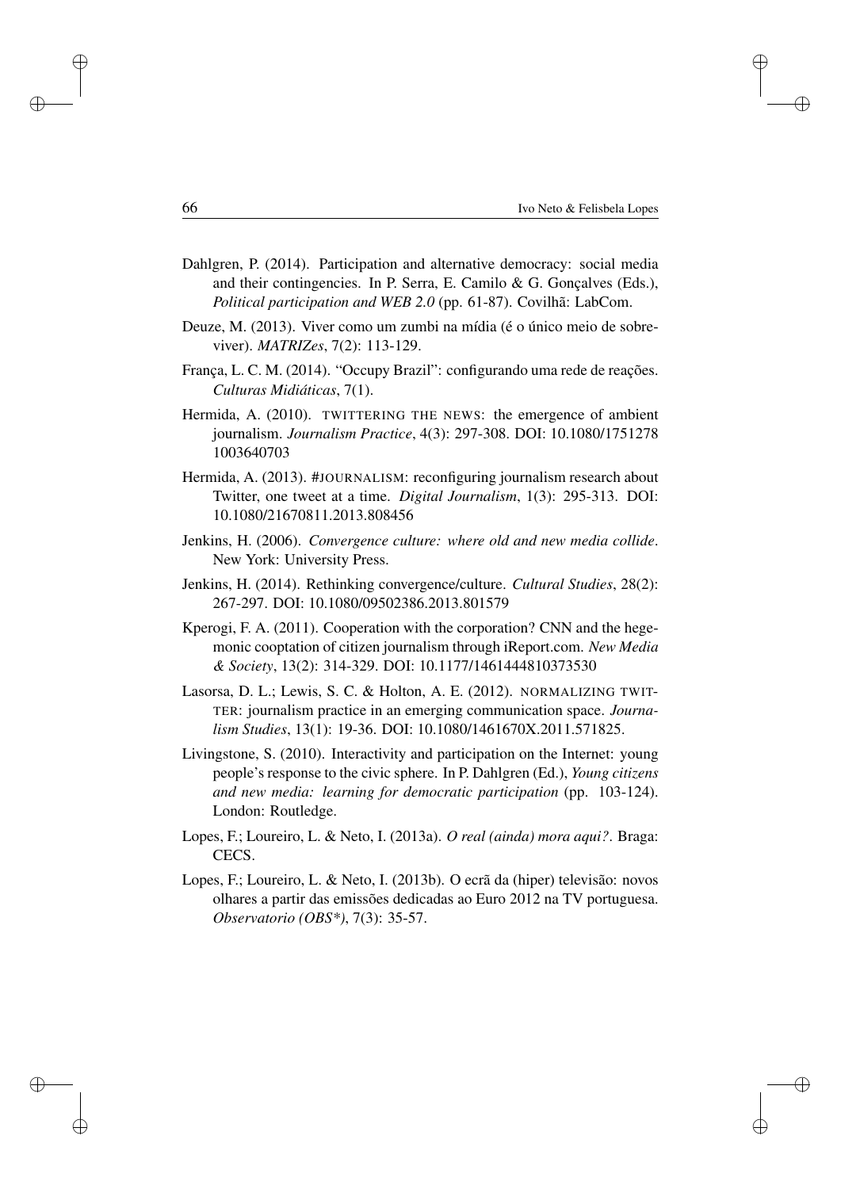Dahlgren, P. (2014). Participation and alternative democracy: social media and their contingencies. In P. Serra, E. Camilo & G. Gonçalves (Eds.), *Political participation and WEB 2.0* (pp. 61-87). Covilhã: LabCom.

Deuze, M. (2013). Viver como um zumbi na mídia (é o único meio de sobreviver). *MATRIZes*, 7(2): 113-129.

França, L. C. M. (2014). "Occupy Brazil": configurando uma rede de reações. *Culturas Midiáticas*, 7(1).

Hermida, A. (2010). TWITTERING THE NEWS: the emergence of ambient journalism. *Journalism Practice*, 4(3): 297-308. DOI: 10.1080/17512781003640703

Hermida, A. (2013). #JOURNALISM: reconfiguring journalism research about Twitter, one tweet at a time. *Digital Journalism*, 1(3): 295-313. DOI: 10.1080/21670811.2013.808456

Jenkins, H. (2006). *Convergence culture: where old and new media collide*. New York: University Press.

Jenkins, H. (2014). Rethinking convergence/culture. *Cultural Studies*, 28(2): 267-297. DOI: 10.1080/09502386.2013.801579

Kperogi, F. A. (2011). Cooperation with the corporation? CNN and the hegemonic cooptation of citizen journalism through iReport.com. *New Media & Society*, 13(2): 314-329. DOI: 10.1177/1461444810373530

Lasorsa, D. L.; Lewis, S. C. & Holton, A. E. (2012). NORMALIZING TWITTER: journalism practice in an emerging communication space. *Journalism Studies*, 13(1): 19-36. DOI: 10.1080/1461670X.2011.571825.

Livingstone, S. (2010). Interactivity and participation on the Internet: young people's response to the civic sphere. In P. Dahlgren (Ed.), *Young citizens and new media: learning for democratic participation* (pp. 103-124). London: Routledge.

Lopes, F.; Loureiro, L. & Neto, I. (2013a). *O real (ainda) mora aqui?*. Braga: CECS.

Lopes, F.; Loureiro, L. & Neto, I. (2013b). O ecrã da (hiper) televisão: novos olhares a partir das emissões dedicadas ao Euro 2012 na TV portuguesa. *Observatorio (OBS*)*, 7(3): 35-57.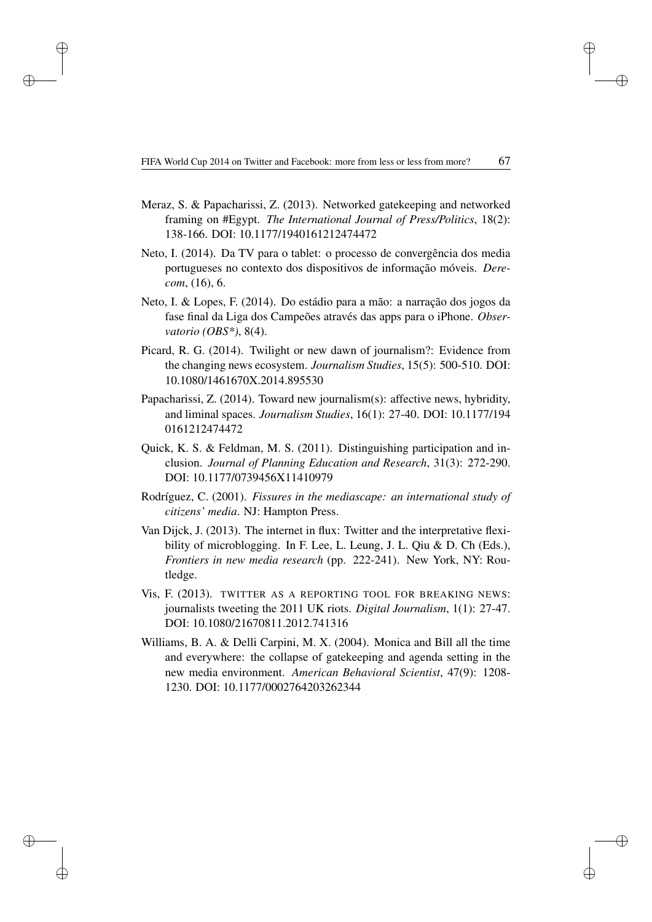Meraz, S. & Papacharissi, Z. (2013). Networked gatekeeping and networked framing on #Egypt. *The International Journal of Press/Politics*, 18(2): 138-166. DOI: 10.1177/1940161212474472

Neto, I. (2014). Da TV para o tablet: o processo de convergência dos media portugueses no contexto dos dispositivos de informação móveis. *Derecom*, (16), 6.

Neto, I. & Lopes, F. (2014). Do estádio para a mão: a narração dos jogos da fase final da Liga dos Campeões através das apps para o iPhone. *Observatorio (OBS*)*, 8(4).

Picard, R. G. (2014). Twilight or new dawn of journalism?: Evidence from the changing news ecosystem. *Journalism Studies*, 15(5): 500-510. DOI: 10.1080/1461670X.2014.895530

Papacharissi, Z. (2014). Toward new journalism(s): affective news, hybridity, and liminal spaces. *Journalism Studies*, 16(1): 27-40. DOI: 10.1177/1940161212474472

Quick, K. S. & Feldman, M. S. (2011). Distinguishing participation and inclusion. *Journal of Planning Education and Research*, 31(3): 272-290. DOI: 10.1177/0739456X11410979

Rodríguez, C. (2001). *Fissures in the mediascape: an international study of citizens' media*. NJ: Hampton Press.

Van Dijck, J. (2013). The internet in flux: Twitter and the interpretative flexibility of microblogging. In F. Lee, L. Leung, J. L. Qiu & D. Ch (Eds.), *Frontiers in new media research* (pp. 222-241). New York, NY: Routledge.

Vis, F. (2013). TWITTER AS A REPORTING TOOL FOR BREAKING NEWS: journalists tweeting the 2011 UK riots. *Digital Journalism*, 1(1): 27-47. DOI: 10.1080/21670811.2012.741316

Williams, B. A. & Delli Carpini, M. X. (2004). Monica and Bill all the time and everywhere: the collapse of gatekeeping and agenda setting in the new media environment. *American Behavioral Scientist*, 47(9): 1208-1230. DOI: 10.1177/0002764203262344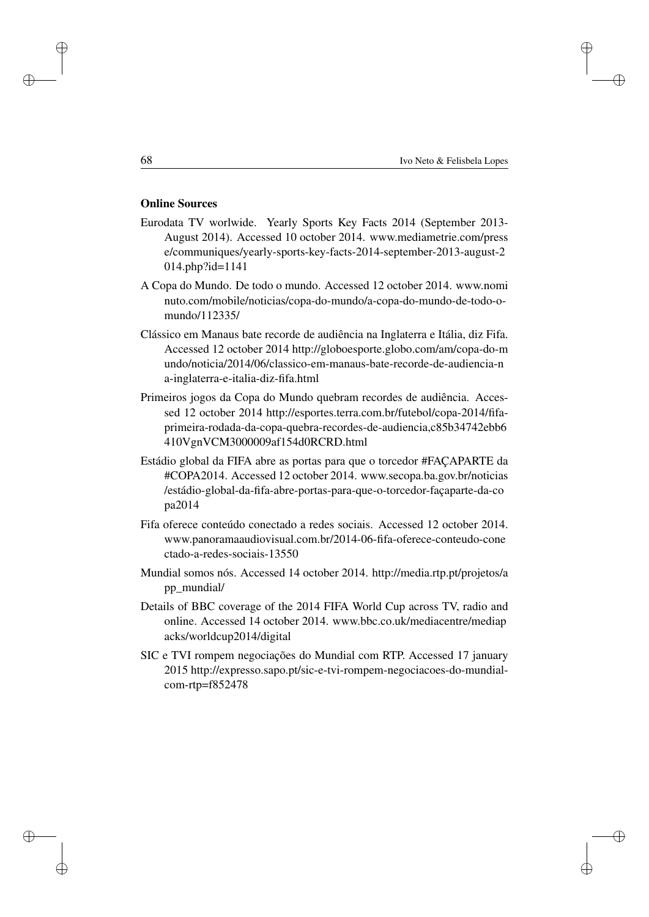**Online Sources**

Eurodata TV worlwide. Yearly Sports Key Facts 2014 (September 2013-August 2014). Accessed 10 october 2014. www.mediametrie.com/presse/communiques/yearly-sports-key-facts-2014-september-2013-august-2014.php?id=1141

A Copa do Mundo. De todo o mundo. Accessed 12 october 2014. www.nominuto.com/mobile/noticias/copa-do-mundo/a-copa-do-mundo-de-todo-o-mundo/112335/

Clássico em Manaus bate recorde de audiência na Inglaterra e Itália, diz Fifa. Accessed 12 october 2014 http://globoesporte.globo.com/am/copa-do-mundo/noticia/2014/06/classico-em-manaus-bate-recorde-de-audiencia-na-inglaterra-e-italia-diz-fifa.html

Primeiros jogos da Copa do Mundo quebram recordes de audiência. Accessed 12 october 2014 http://esportes.terra.com.br/futebol/copa-2014/fifa-primeira-rodada-da-copa-quebra-recordes-de-audiencia,c85b34742ebb6410VgnVCM3000009af154d0RCRD.html

Estádio global da FIFA abre as portas para que o torcedor #FAÇAPARTE da #COPA2014. Accessed 12 october 2014. www.secopa.ba.gov.br/noticias/estádio-global-da-fifa-abre-portas-para-que-o-torcedor-façaparte-da-copa2014

Fifa oferece conteúdo conectado a redes sociais. Accessed 12 october 2014. www.panoramaaudiovisual.com.br/2014-06-fifa-oferece-conteudo-conectado-a-redes-sociais-13550

Mundial somos nós. Accessed 14 october 2014. http://media.rtp.pt/projetos/app_mundial/

Details of BBC coverage of the 2014 FIFA World Cup across TV, radio and online. Accessed 14 october 2014. www.bbc.co.uk/mediacentre/mediapacks/worldcup2014/digital

SIC e TVI rompem negociações do Mundial com RTP. Accessed 17 january 2015 http://expresso.sapo.pt/sic-e-tvi-rompem-negociacoes-do-mundial-com-rtp=f852478